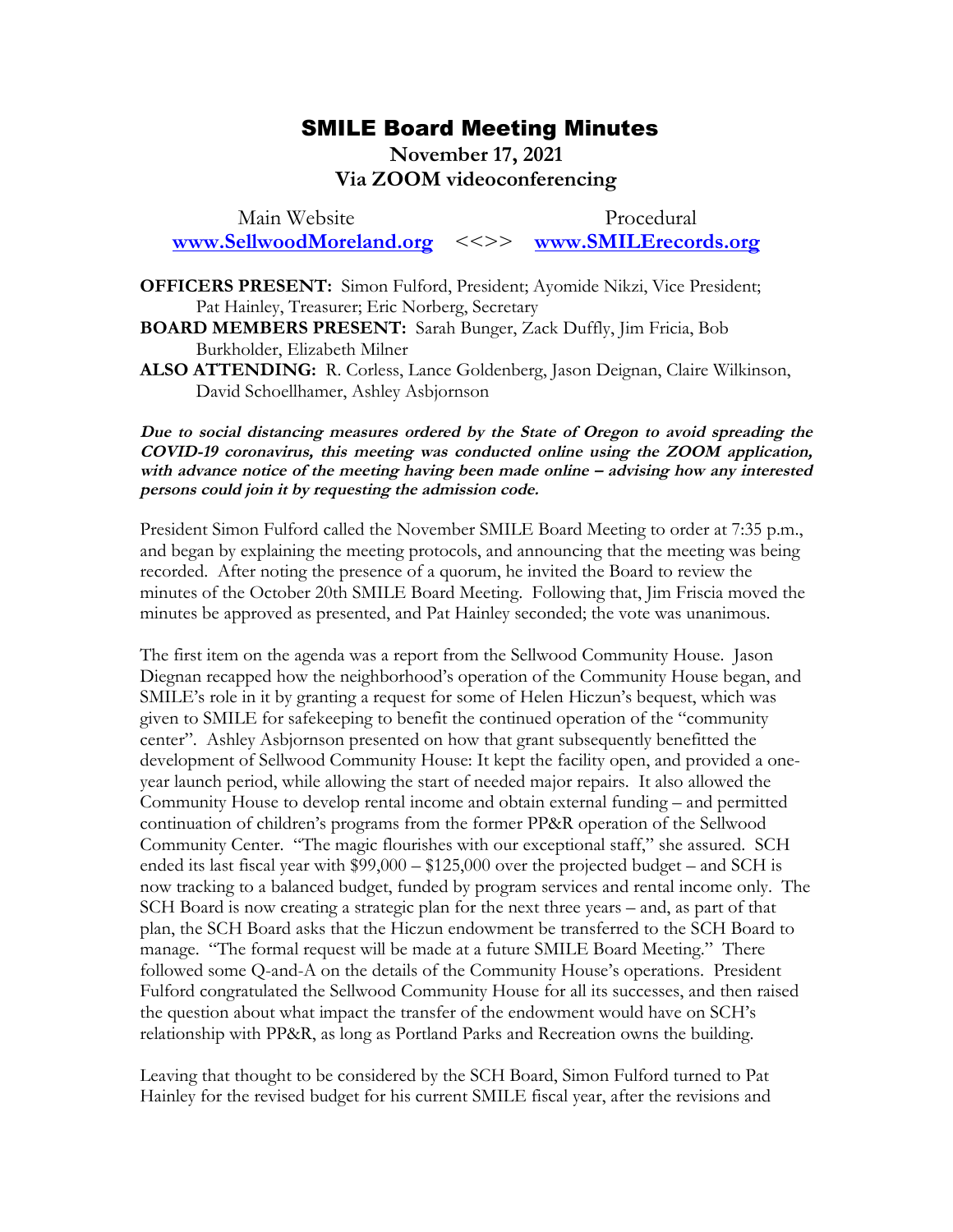# SMILE Board Meeting Minutes

**November 17, 2021**
**Via ZOOM videoconferencing**

Main Website **www.SellwoodMoreland.org** <<>> Procedural **www.SMILErecords.org**

**OFFICERS PRESENT:** Simon Fulford, President; Ayomide Nikzi, Vice President; Pat Hainley, Treasurer; Eric Norberg, Secretary

**BOARD MEMBERS PRESENT:** Sarah Bunger, Zack Duffly, Jim Fricia, Bob Burkholder, Elizabeth Milner

**ALSO ATTENDING:** R. Corless, Lance Goldenberg, Jason Deignan, Claire Wilkinson, David Schoellhamer, Ashley Asbjornson

***Due to social distancing measures ordered by the State of Oregon to avoid spreading the COVID-19 coronavirus, this meeting was conducted online using the ZOOM application, with advance notice of the meeting having been made online – advising how any interested persons could join it by requesting the admission code.***

President Simon Fulford called the November SMILE Board Meeting to order at 7:35 p.m., and began by explaining the meeting protocols, and announcing that the meeting was being recorded. After noting the presence of a quorum, he invited the Board to review the minutes of the October 20th SMILE Board Meeting. Following that, Jim Friscia moved the minutes be approved as presented, and Pat Hainley seconded; the vote was unanimous.

The first item on the agenda was a report from the Sellwood Community House. Jason Diegnan recapped how the neighborhood's operation of the Community House began, and SMILE's role in it by granting a request for some of Helen Hiczun's bequest, which was given to SMILE for safekeeping to benefit the continued operation of the "community center". Ashley Asbjornson presented on how that grant subsequently benefitted the development of Sellwood Community House: It kept the facility open, and provided a one-year launch period, while allowing the start of needed major repairs. It also allowed the Community House to develop rental income and obtain external funding – and permitted continuation of children's programs from the former PP&R operation of the Sellwood Community Center. "The magic flourishes with our exceptional staff," she assured. SCH ended its last fiscal year with $99,000 – $125,000 over the projected budget – and SCH is now tracking to a balanced budget, funded by program services and rental income only. The SCH Board is now creating a strategic plan for the next three years – and, as part of that plan, the SCH Board asks that the Hiczun endowment be transferred to the SCH Board to manage. "The formal request will be made at a future SMILE Board Meeting." There followed some Q-and-A on the details of the Community House's operations. President Fulford congratulated the Sellwood Community House for all its successes, and then raised the question about what impact the transfer of the endowment would have on SCH's relationship with PP&R, as long as Portland Parks and Recreation owns the building.

Leaving that thought to be considered by the SCH Board, Simon Fulford turned to Pat Hainley for the revised budget for his current SMILE fiscal year, after the revisions and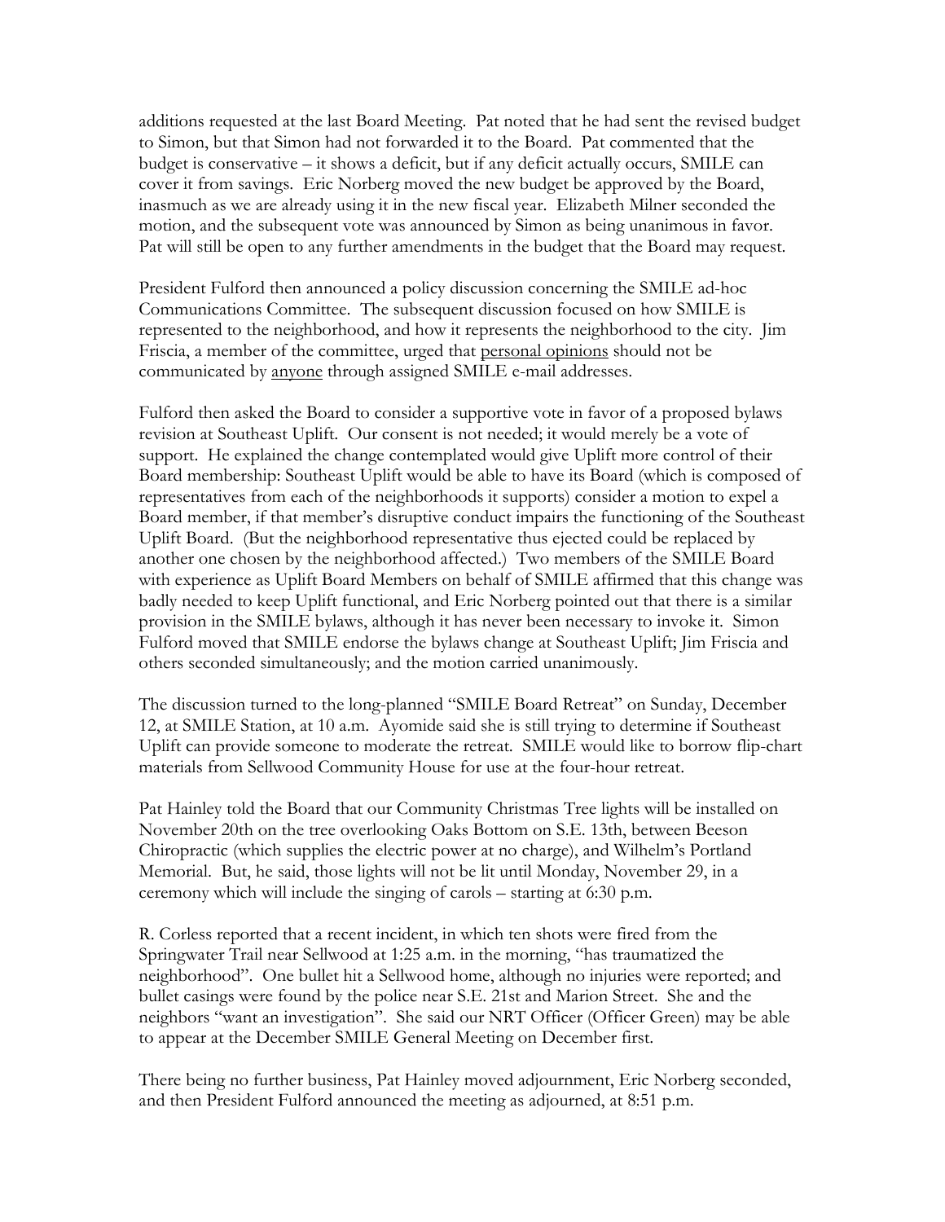additions requested at the last Board Meeting. Pat noted that he had sent the revised budget to Simon, but that Simon had not forwarded it to the Board. Pat commented that the budget is conservative – it shows a deficit, but if any deficit actually occurs, SMILE can cover it from savings. Eric Norberg moved the new budget be approved by the Board, inasmuch as we are already using it in the new fiscal year. Elizabeth Milner seconded the motion, and the subsequent vote was announced by Simon as being unanimous in favor. Pat will still be open to any further amendments in the budget that the Board may request.

President Fulford then announced a policy discussion concerning the SMILE ad-hoc Communications Committee. The subsequent discussion focused on how SMILE is represented to the neighborhood, and how it represents the neighborhood to the city. Jim Friscia, a member of the committee, urged that <u>personal opinions</u> should not be communicated by <u>anyone</u> through assigned SMILE e-mail addresses.

Fulford then asked the Board to consider a supportive vote in favor of a proposed bylaws revision at Southeast Uplift. Our consent is not needed; it would merely be a vote of support. He explained the change contemplated would give Uplift more control of their Board membership: Southeast Uplift would be able to have its Board (which is composed of representatives from each of the neighborhoods it supports) consider a motion to expel a Board member, if that member's disruptive conduct impairs the functioning of the Southeast Uplift Board. (But the neighborhood representative thus ejected could be replaced by another one chosen by the neighborhood affected.) Two members of the SMILE Board with experience as Uplift Board Members on behalf of SMILE affirmed that this change was badly needed to keep Uplift functional, and Eric Norberg pointed out that there is a similar provision in the SMILE bylaws, although it has never been necessary to invoke it. Simon Fulford moved that SMILE endorse the bylaws change at Southeast Uplift; Jim Friscia and others seconded simultaneously; and the motion carried unanimously.

The discussion turned to the long-planned "SMILE Board Retreat" on Sunday, December 12, at SMILE Station, at 10 a.m. Ayomide said she is still trying to determine if Southeast Uplift can provide someone to moderate the retreat. SMILE would like to borrow flip-chart materials from Sellwood Community House for use at the four-hour retreat.

Pat Hainley told the Board that our Community Christmas Tree lights will be installed on November 20th on the tree overlooking Oaks Bottom on S.E. 13th, between Beeson Chiropractic (which supplies the electric power at no charge), and Wilhelm's Portland Memorial. But, he said, those lights will not be lit until Monday, November 29, in a ceremony which will include the singing of carols – starting at 6:30 p.m.

R. Corless reported that a recent incident, in which ten shots were fired from the Springwater Trail near Sellwood at 1:25 a.m. in the morning, "has traumatized the neighborhood". One bullet hit a Sellwood home, although no injuries were reported; and bullet casings were found by the police near S.E. 21st and Marion Street. She and the neighbors "want an investigation". She said our NRT Officer (Officer Green) may be able to appear at the December SMILE General Meeting on December first.

There being no further business, Pat Hainley moved adjournment, Eric Norberg seconded, and then President Fulford announced the meeting as adjourned, at 8:51 p.m.